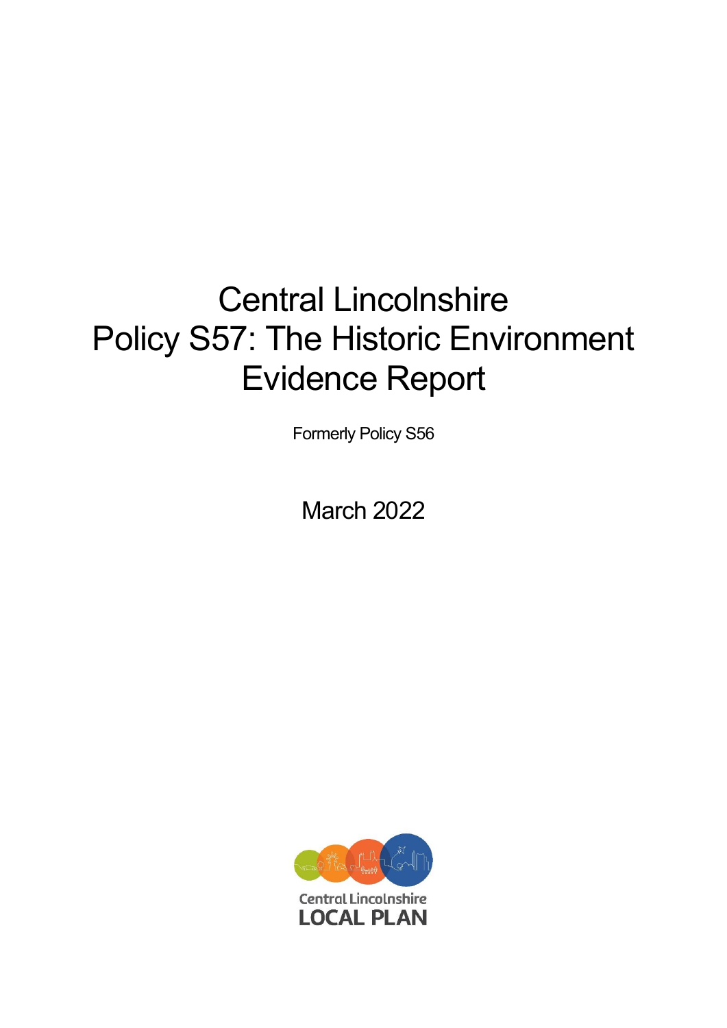# Central Lincolnshire
# Policy S57: The Historic Environment
# Evidence Report

Formerly Policy S56

March 2022

Central Lincolnshire
LOCAL PLAN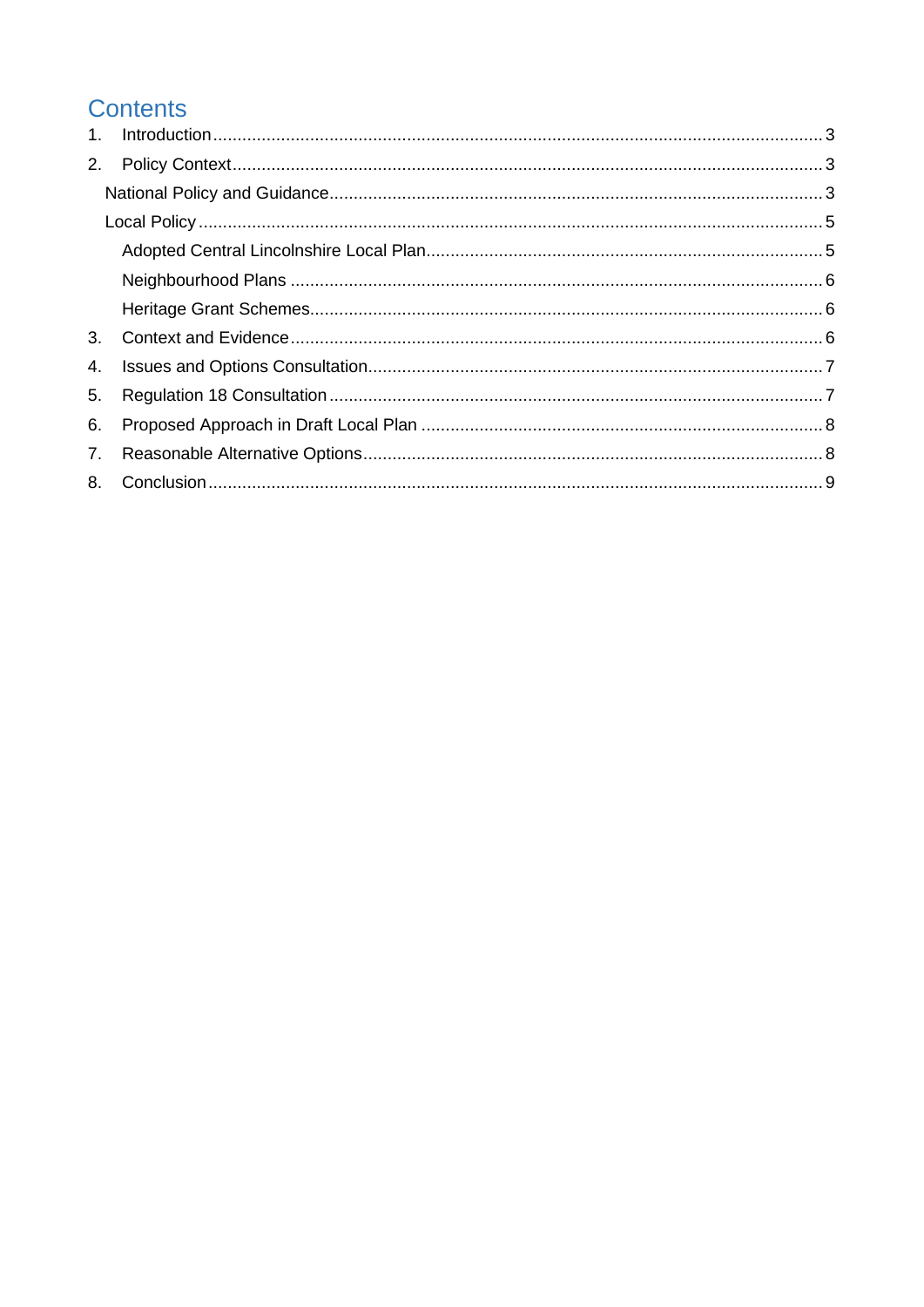# Contents

1. Introduction ..... 3
2. Policy Context ..... 3
   - National Policy and Guidance ..... 3
   - Local Policy ..... 5
     - Adopted Central Lincolnshire Local Plan ..... 5
     - Neighbourhood Plans ..... 6
     - Heritage Grant Schemes ..... 6
3. Context and Evidence ..... 6
4. Issues and Options Consultation ..... 7
5. Regulation 18 Consultation ..... 7
6. Proposed Approach in Draft Local Plan ..... 8
7. Reasonable Alternative Options ..... 8
8. Conclusion ..... 9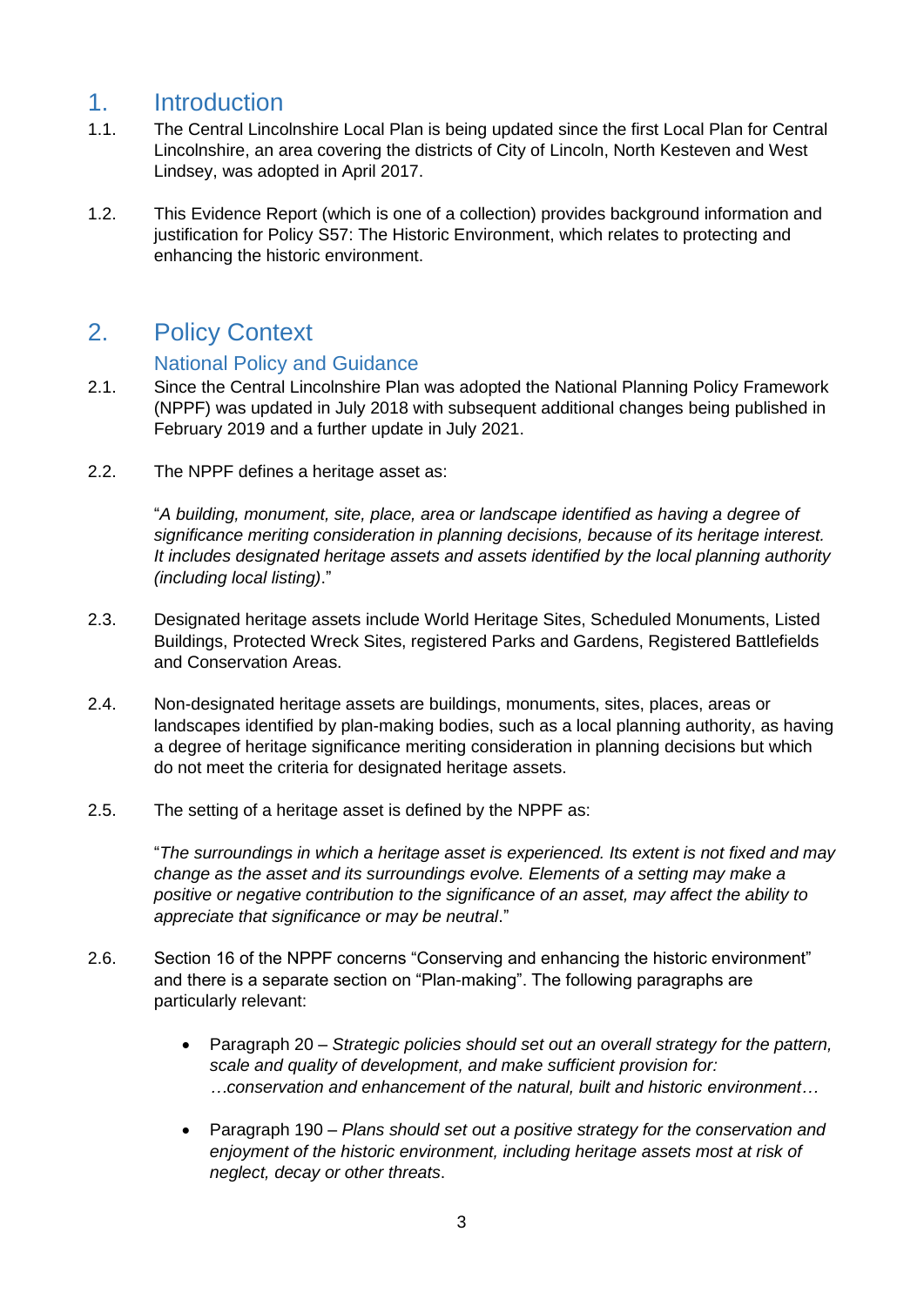# 1. Introduction

1.1. The Central Lincolnshire Local Plan is being updated since the first Local Plan for Central Lincolnshire, an area covering the districts of City of Lincoln, North Kesteven and West Lindsey, was adopted in April 2017.

1.2. This Evidence Report (which is one of a collection) provides background information and justification for Policy S57: The Historic Environment, which relates to protecting and enhancing the historic environment.

# 2. Policy Context

## National Policy and Guidance

2.1. Since the Central Lincolnshire Plan was adopted the National Planning Policy Framework (NPPF) was updated in July 2018 with subsequent additional changes being published in February 2019 and a further update in July 2021.

2.2. The NPPF defines a heritage asset as:

"*A building, monument, site, place, area or landscape identified as having a degree of significance meriting consideration in planning decisions, because of its heritage interest. It includes designated heritage assets and assets identified by the local planning authority (including local listing)*."

2.3. Designated heritage assets include World Heritage Sites, Scheduled Monuments, Listed Buildings, Protected Wreck Sites, registered Parks and Gardens, Registered Battlefields and Conservation Areas.

2.4. Non-designated heritage assets are buildings, monuments, sites, places, areas or landscapes identified by plan-making bodies, such as a local planning authority, as having a degree of heritage significance meriting consideration in planning decisions but which do not meet the criteria for designated heritage assets.

2.5. The setting of a heritage asset is defined by the NPPF as:

"*The surroundings in which a heritage asset is experienced. Its extent is not fixed and may change as the asset and its surroundings evolve. Elements of a setting may make a positive or negative contribution to the significance of an asset, may affect the ability to appreciate that significance or may be neutral*."

2.6. Section 16 of the NPPF concerns "Conserving and enhancing the historic environment" and there is a separate section on "Plan-making". The following paragraphs are particularly relevant:

- Paragraph 20 – *Strategic policies should set out an overall strategy for the pattern, scale and quality of development, and make sufficient provision for: …conservation and enhancement of the natural, built and historic environment…*

- Paragraph 190 – *Plans should set out a positive strategy for the conservation and enjoyment of the historic environment, including heritage assets most at risk of neglect, decay or other threats*.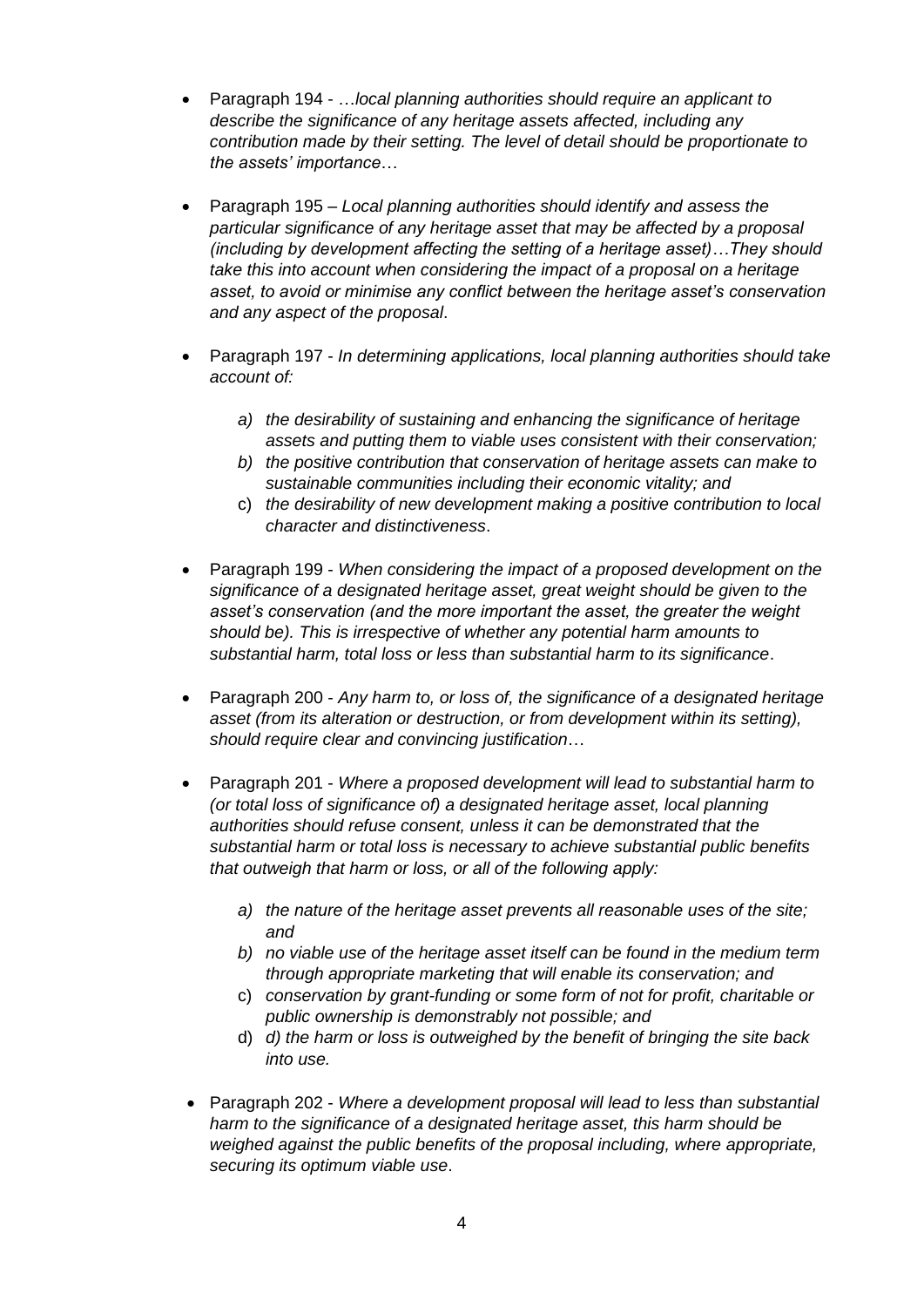- Paragraph 194 - …*local planning authorities should require an applicant to describe the significance of any heritage assets affected, including any contribution made by their setting. The level of detail should be proportionate to the assets' importance*…

- Paragraph 195 – *Local planning authorities should identify and assess the particular significance of any heritage asset that may be affected by a proposal (including by development affecting the setting of a heritage asset)…They should take this into account when considering the impact of a proposal on a heritage asset, to avoid or minimise any conflict between the heritage asset's conservation and any aspect of the proposal*.

- Paragraph 197 - *In determining applications, local planning authorities should take account of:*

  a) *the desirability of sustaining and enhancing the significance of heritage assets and putting them to viable uses consistent with their conservation;*
  b) *the positive contribution that conservation of heritage assets can make to sustainable communities including their economic vitality; and*
  c) *the desirability of new development making a positive contribution to local character and distinctiveness*.

- Paragraph 199 - *When considering the impact of a proposed development on the significance of a designated heritage asset, great weight should be given to the asset's conservation (and the more important the asset, the greater the weight should be). This is irrespective of whether any potential harm amounts to substantial harm, total loss or less than substantial harm to its significance*.

- Paragraph 200 - *Any harm to, or loss of, the significance of a designated heritage asset (from its alteration or destruction, or from development within its setting), should require clear and convincing justification*…

- Paragraph 201 - *Where a proposed development will lead to substantial harm to (or total loss of significance of) a designated heritage asset, local planning authorities should refuse consent, unless it can be demonstrated that the substantial harm or total loss is necessary to achieve substantial public benefits that outweigh that harm or loss, or all of the following apply:*

  a) *the nature of the heritage asset prevents all reasonable uses of the site; and*
  b) *no viable use of the heritage asset itself can be found in the medium term through appropriate marketing that will enable its conservation; and*
  c) *conservation by grant-funding or some form of not for profit, charitable or public ownership is demonstrably not possible; and*
  d) *d) the harm or loss is outweighed by the benefit of bringing the site back into use.*

- Paragraph 202 - *Where a development proposal will lead to less than substantial harm to the significance of a designated heritage asset, this harm should be weighed against the public benefits of the proposal including, where appropriate, securing its optimum viable use*.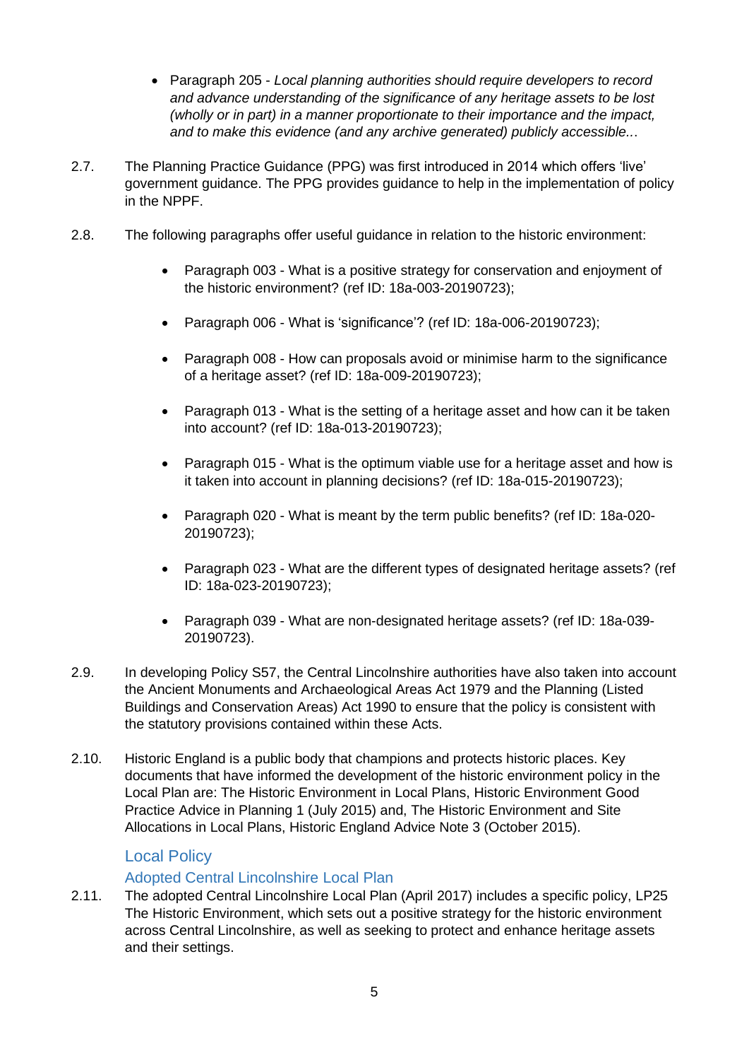- Paragraph 205 - *Local planning authorities should require developers to record and advance understanding of the significance of any heritage assets to be lost (wholly or in part) in a manner proportionate to their importance and the impact, and to make this evidence (and any archive generated) publicly accessible...*

2.7. The Planning Practice Guidance (PPG) was first introduced in 2014 which offers 'live' government guidance. The PPG provides guidance to help in the implementation of policy in the NPPF.

2.8. The following paragraphs offer useful guidance in relation to the historic environment:

- Paragraph 003 - What is a positive strategy for conservation and enjoyment of the historic environment? (ref ID: 18a-003-20190723);
- Paragraph 006 - What is 'significance'? (ref ID: 18a-006-20190723);
- Paragraph 008 - How can proposals avoid or minimise harm to the significance of a heritage asset? (ref ID: 18a-009-20190723);
- Paragraph 013 - What is the setting of a heritage asset and how can it be taken into account? (ref ID: 18a-013-20190723);
- Paragraph 015 - What is the optimum viable use for a heritage asset and how is it taken into account in planning decisions? (ref ID: 18a-015-20190723);
- Paragraph 020 - What is meant by the term public benefits? (ref ID: 18a-020-20190723);
- Paragraph 023 - What are the different types of designated heritage assets? (ref ID: 18a-023-20190723);
- Paragraph 039 - What are non-designated heritage assets? (ref ID: 18a-039-20190723).

2.9. In developing Policy S57, the Central Lincolnshire authorities have also taken into account the Ancient Monuments and Archaeological Areas Act 1979 and the Planning (Listed Buildings and Conservation Areas) Act 1990 to ensure that the policy is consistent with the statutory provisions contained within these Acts.

2.10. Historic England is a public body that champions and protects historic places. Key documents that have informed the development of the historic environment policy in the Local Plan are: The Historic Environment in Local Plans, Historic Environment Good Practice Advice in Planning 1 (July 2015) and, The Historic Environment and Site Allocations in Local Plans, Historic England Advice Note 3 (October 2015).

## Local Policy

### Adopted Central Lincolnshire Local Plan

2.11. The adopted Central Lincolnshire Local Plan (April 2017) includes a specific policy, LP25 The Historic Environment, which sets out a positive strategy for the historic environment across Central Lincolnshire, as well as seeking to protect and enhance heritage assets and their settings.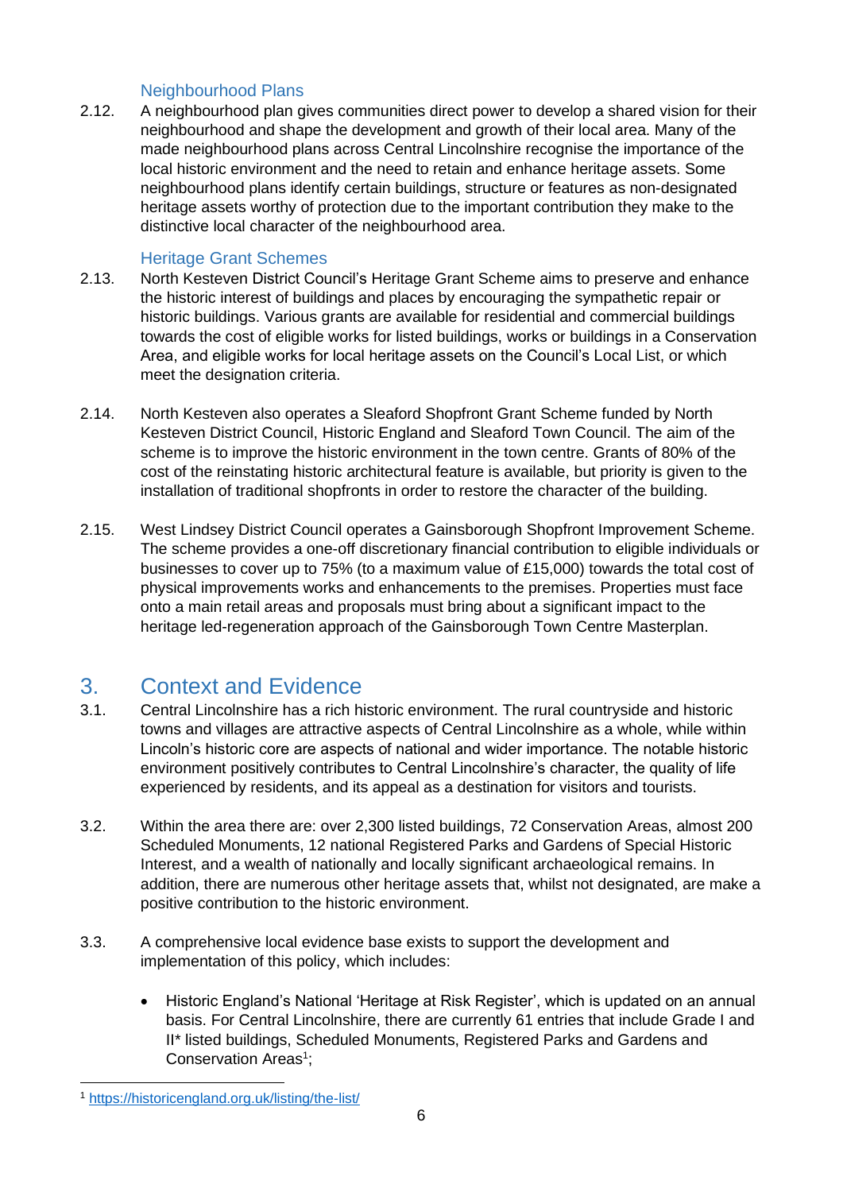### Neighbourhood Plans

2.12. A neighbourhood plan gives communities direct power to develop a shared vision for their neighbourhood and shape the development and growth of their local area. Many of the made neighbourhood plans across Central Lincolnshire recognise the importance of the local historic environment and the need to retain and enhance heritage assets. Some neighbourhood plans identify certain buildings, structure or features as non-designated heritage assets worthy of protection due to the important contribution they make to the distinctive local character of the neighbourhood area.

### Heritage Grant Schemes

2.13. North Kesteven District Council's Heritage Grant Scheme aims to preserve and enhance the historic interest of buildings and places by encouraging the sympathetic repair or historic buildings. Various grants are available for residential and commercial buildings towards the cost of eligible works for listed buildings, works or buildings in a Conservation Area, and eligible works for local heritage assets on the Council's Local List, or which meet the designation criteria.

2.14. North Kesteven also operates a Sleaford Shopfront Grant Scheme funded by North Kesteven District Council, Historic England and Sleaford Town Council. The aim of the scheme is to improve the historic environment in the town centre. Grants of 80% of the cost of the reinstating historic architectural feature is available, but priority is given to the installation of traditional shopfronts in order to restore the character of the building.

2.15. West Lindsey District Council operates a Gainsborough Shopfront Improvement Scheme. The scheme provides a one-off discretionary financial contribution to eligible individuals or businesses to cover up to 75% (to a maximum value of £15,000) towards the total cost of physical improvements works and enhancements to the premises. Properties must face onto a main retail areas and proposals must bring about a significant impact to the heritage led-regeneration approach of the Gainsborough Town Centre Masterplan.

## 3. Context and Evidence

3.1. Central Lincolnshire has a rich historic environment. The rural countryside and historic towns and villages are attractive aspects of Central Lincolnshire as a whole, while within Lincoln's historic core are aspects of national and wider importance. The notable historic environment positively contributes to Central Lincolnshire's character, the quality of life experienced by residents, and its appeal as a destination for visitors and tourists.

3.2. Within the area there are: over 2,300 listed buildings, 72 Conservation Areas, almost 200 Scheduled Monuments, 12 national Registered Parks and Gardens of Special Historic Interest, and a wealth of nationally and locally significant archaeological remains. In addition, there are numerous other heritage assets that, whilst not designated, are make a positive contribution to the historic environment.

3.3. A comprehensive local evidence base exists to support the development and implementation of this policy, which includes:

- Historic England's National 'Heritage at Risk Register', which is updated on an annual basis. For Central Lincolnshire, there are currently 61 entries that include Grade I and II* listed buildings, Scheduled Monuments, Registered Parks and Gardens and Conservation Areas[1];

[1] https://historicengland.org.uk/listing/the-list/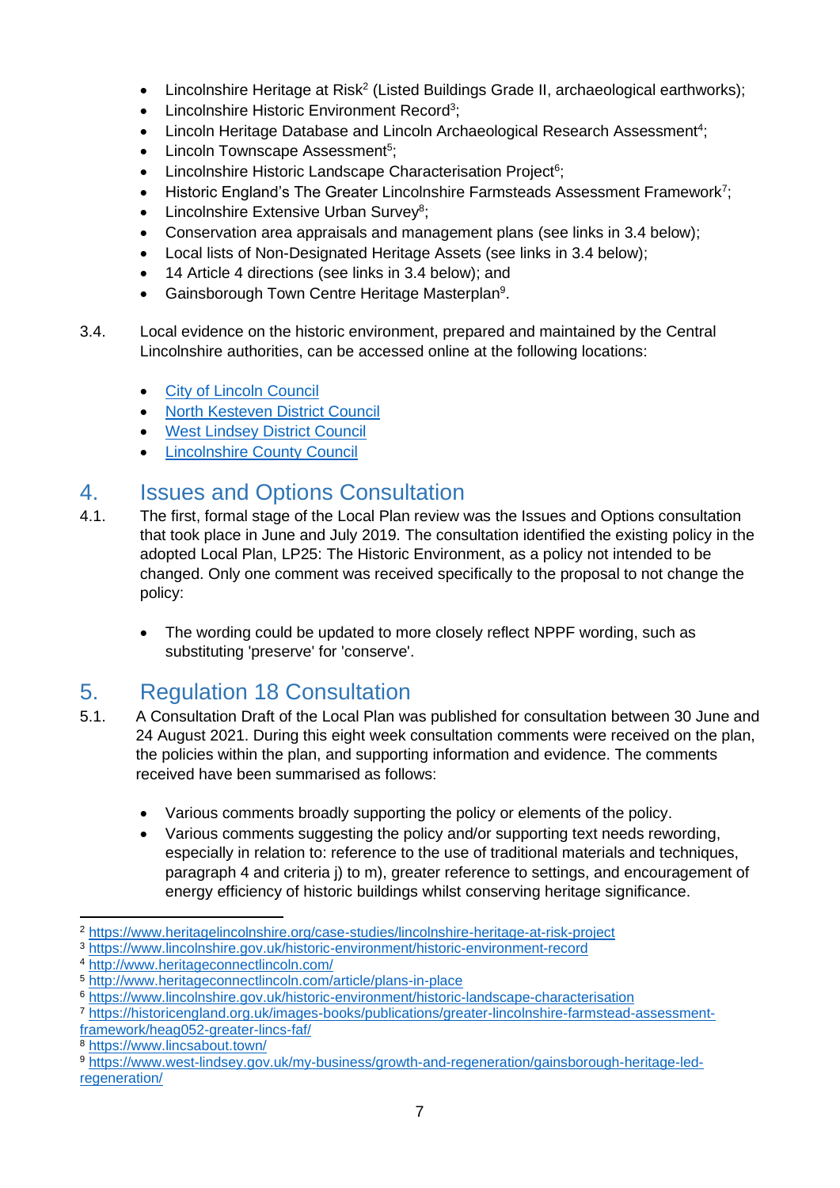- Lincolnshire Heritage at Risk[2] (Listed Buildings Grade II, archaeological earthworks);
- Lincolnshire Historic Environment Record[3];
- Lincoln Heritage Database and Lincoln Archaeological Research Assessment[4];
- Lincoln Townscape Assessment[5];
- Lincolnshire Historic Landscape Characterisation Project[6];
- Historic England's The Greater Lincolnshire Farmsteads Assessment Framework[7];
- Lincolnshire Extensive Urban Survey[8];
- Conservation area appraisals and management plans (see links in 3.4 below);
- Local lists of Non-Designated Heritage Assets (see links in 3.4 below);
- 14 Article 4 directions (see links in 3.4 below); and
- Gainsborough Town Centre Heritage Masterplan[9].

3.4. Local evidence on the historic environment, prepared and maintained by the Central Lincolnshire authorities, can be accessed online at the following locations:

- City of Lincoln Council
- North Kesteven District Council
- West Lindsey District Council
- Lincolnshire County Council

## 4. Issues and Options Consultation

4.1. The first, formal stage of the Local Plan review was the Issues and Options consultation that took place in June and July 2019. The consultation identified the existing policy in the adopted Local Plan, LP25: The Historic Environment, as a policy not intended to be changed. Only one comment was received specifically to the proposal to not change the policy:

- The wording could be updated to more closely reflect NPPF wording, such as substituting 'preserve' for 'conserve'.

## 5. Regulation 18 Consultation

5.1. A Consultation Draft of the Local Plan was published for consultation between 30 June and 24 August 2021. During this eight week consultation comments were received on the plan, the policies within the plan, and supporting information and evidence. The comments received have been summarised as follows:

- Various comments broadly supporting the policy or elements of the policy.
- Various comments suggesting the policy and/or supporting text needs rewording, especially in relation to: reference to the use of traditional materials and techniques, paragraph 4 and criteria j) to m), greater reference to settings, and encouragement of energy efficiency of historic buildings whilst conserving heritage significance.

---

[2] https://www.heritagelincolnshire.org/case-studies/lincolnshire-heritage-at-risk-project
[3] https://www.lincolnshire.gov.uk/historic-environment/historic-environment-record
[4] http://www.heritageconnectlincoln.com/
[5] http://www.heritageconnectlincoln.com/article/plans-in-place
[6] https://www.lincolnshire.gov.uk/historic-environment/historic-landscape-characterisation
[7] https://historicengland.org.uk/images-books/publications/greater-lincolnshire-farmstead-assessment-framework/heag052-greater-lincs-faf/
[8] https://www.lincsabout.town/
[9] https://www.west-lindsey.gov.uk/my-business/growth-and-regeneration/gainsborough-heritage-led-regeneration/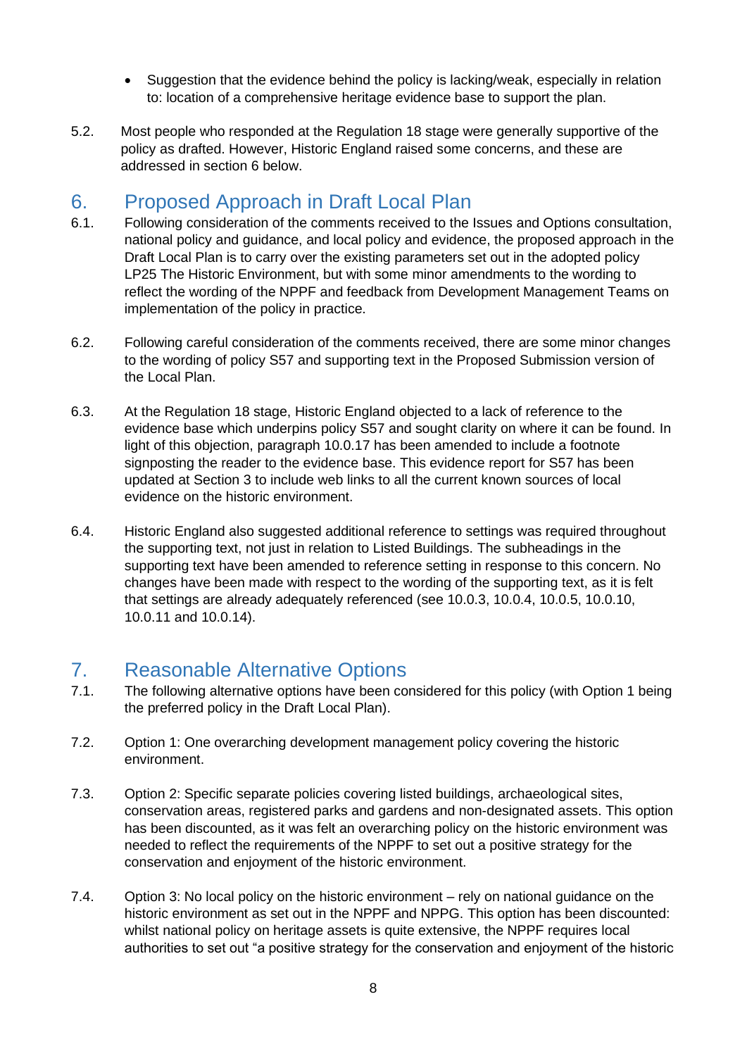- Suggestion that the evidence behind the policy is lacking/weak, especially in relation to: location of a comprehensive heritage evidence base to support the plan.

5.2. Most people who responded at the Regulation 18 stage were generally supportive of the policy as drafted. However, Historic England raised some concerns, and these are addressed in section 6 below.

## 6. Proposed Approach in Draft Local Plan

6.1. Following consideration of the comments received to the Issues and Options consultation, national policy and guidance, and local policy and evidence, the proposed approach in the Draft Local Plan is to carry over the existing parameters set out in the adopted policy LP25 The Historic Environment, but with some minor amendments to the wording to reflect the wording of the NPPF and feedback from Development Management Teams on implementation of the policy in practice.

6.2. Following careful consideration of the comments received, there are some minor changes to the wording of policy S57 and supporting text in the Proposed Submission version of the Local Plan.

6.3. At the Regulation 18 stage, Historic England objected to a lack of reference to the evidence base which underpins policy S57 and sought clarity on where it can be found. In light of this objection, paragraph 10.0.17 has been amended to include a footnote signposting the reader to the evidence base. This evidence report for S57 has been updated at Section 3 to include web links to all the current known sources of local evidence on the historic environment.

6.4. Historic England also suggested additional reference to settings was required throughout the supporting text, not just in relation to Listed Buildings. The subheadings in the supporting text have been amended to reference setting in response to this concern. No changes have been made with respect to the wording of the supporting text, as it is felt that settings are already adequately referenced (see 10.0.3, 10.0.4, 10.0.5, 10.0.10, 10.0.11 and 10.0.14).

## 7. Reasonable Alternative Options

7.1. The following alternative options have been considered for this policy (with Option 1 being the preferred policy in the Draft Local Plan).

7.2. Option 1: One overarching development management policy covering the historic environment.

7.3. Option 2: Specific separate policies covering listed buildings, archaeological sites, conservation areas, registered parks and gardens and non-designated assets. This option has been discounted, as it was felt an overarching policy on the historic environment was needed to reflect the requirements of the NPPF to set out a positive strategy for the conservation and enjoyment of the historic environment.

7.4. Option 3: No local policy on the historic environment – rely on national guidance on the historic environment as set out in the NPPF and NPPG. This option has been discounted: whilst national policy on heritage assets is quite extensive, the NPPF requires local authorities to set out "a positive strategy for the conservation and enjoyment of the historic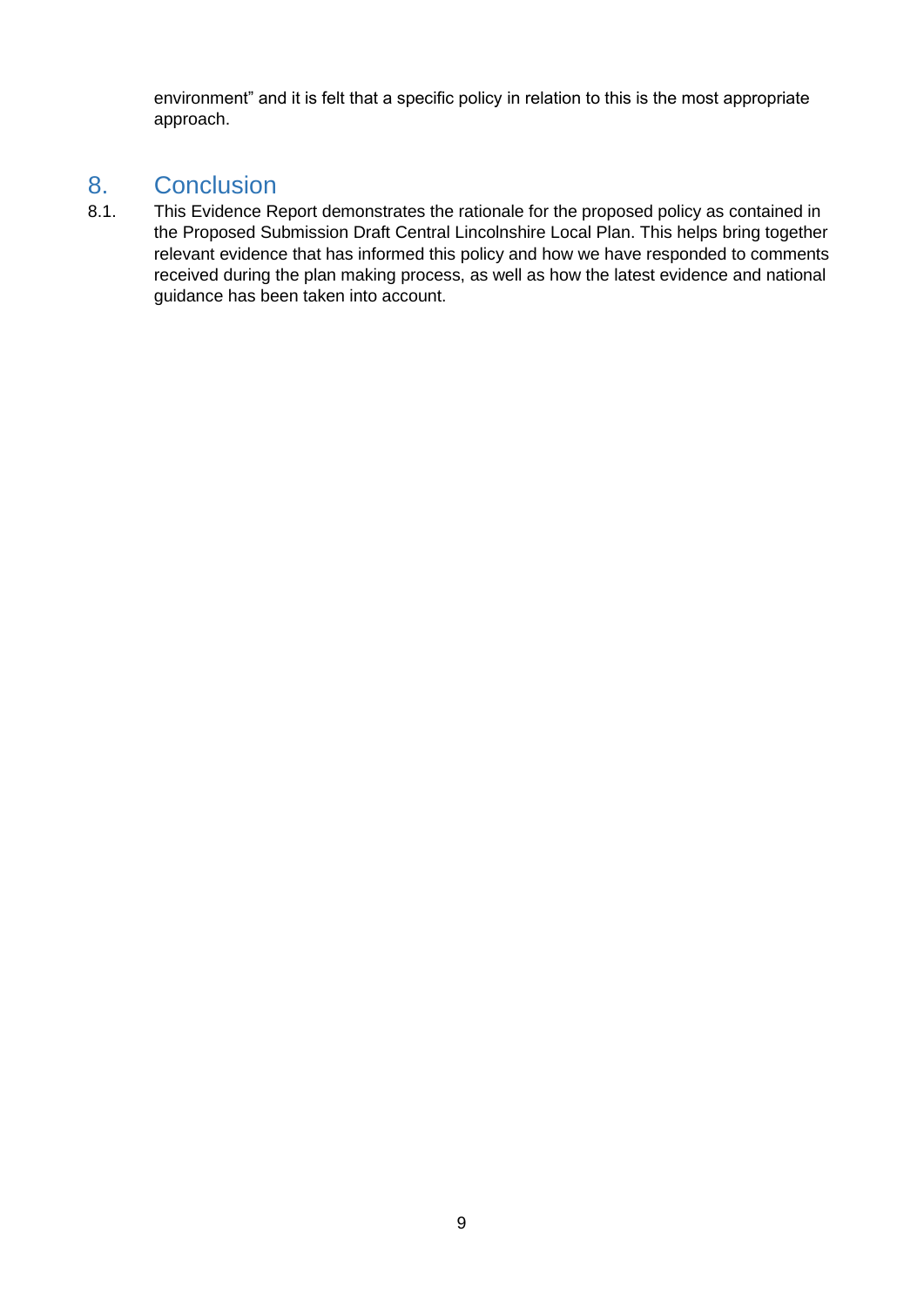environment" and it is felt that a specific policy in relation to this is the most appropriate approach.

# 8. Conclusion

8.1. This Evidence Report demonstrates the rationale for the proposed policy as contained in the Proposed Submission Draft Central Lincolnshire Local Plan. This helps bring together relevant evidence that has informed this policy and how we have responded to comments received during the plan making process, as well as how the latest evidence and national guidance has been taken into account.